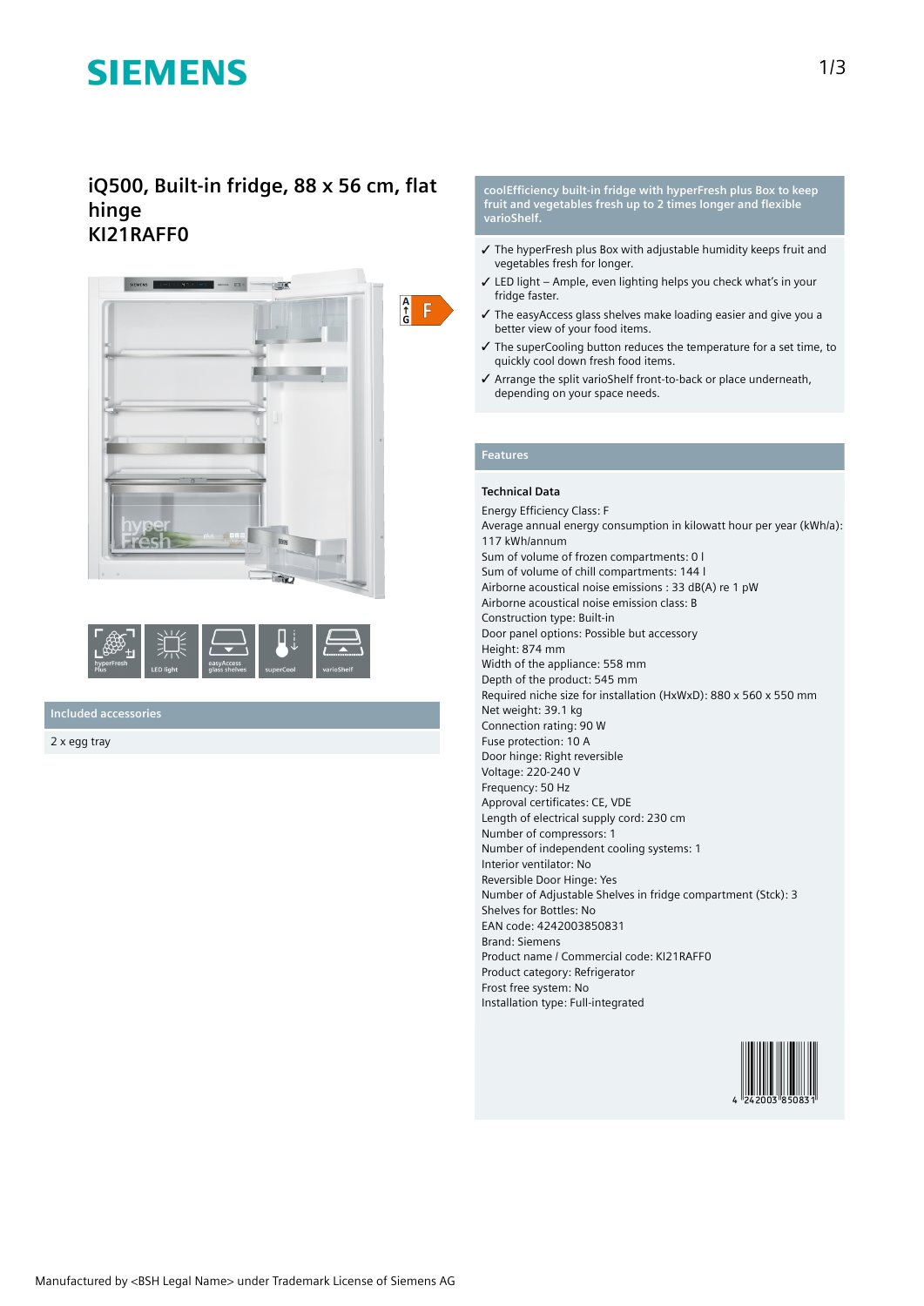# SIEMENS

## iQ500, Built-in fridge, 88 x 56 cm, flat hinge
## KI21RAFF0

A ↑ G F

hyperFresh Plus | LED light | easyAccess glass shelves | superCool | varioShelf

### Included accessories

2 x egg tray

### coolEfficiency built-in fridge with hyperFresh plus Box to keep fruit and vegetables fresh up to 2 times longer and flexible varioShelf.

- ✓ The hyperFresh plus Box with adjustable humidity keeps fruit and vegetables fresh for longer.
- ✓ LED light – Ample, even lighting helps you check what's in your fridge faster.
- ✓ The easyAccess glass shelves make loading easier and give you a better view of your food items.
- ✓ The superCooling button reduces the temperature for a set time, to quickly cool down fresh food items.
- ✓ Arrange the split varioShelf front-to-back or place underneath, depending on your space needs.

### Features

**Technical Data**

Energy Efficiency Class: F
Average annual energy consumption in kilowatt hour per year (kWh/a): 117 kWh/annum
Sum of volume of frozen compartments: 0 l
Sum of volume of chill compartments: 144 l
Airborne acoustical noise emissions : 33 dB(A) re 1 pW
Airborne acoustical noise emission class: B
Construction type: Built-in
Door panel options: Possible but accessory
Height: 874 mm
Width of the appliance: 558 mm
Depth of the product: 545 mm
Required niche size for installation (HxWxD): 880 x 560 x 550 mm
Net weight: 39.1 kg
Connection rating: 90 W
Fuse protection: 10 A
Door hinge: Right reversible
Voltage: 220-240 V
Frequency: 50 Hz
Approval certificates: CE, VDE
Length of electrical supply cord: 230 cm
Number of compressors: 1
Number of independent cooling systems: 1
Interior ventilator: No
Reversible Door Hinge: Yes
Number of Adjustable Shelves in fridge compartment (Stck): 3
Shelves for Bottles: No
EAN code: 4242003850831
Brand: Siemens
Product name / Commercial code: KI21RAFF0
Product category: Refrigerator
Frost free system: No
Installation type: Full-integrated

4 242003 850831

Manufactured by <BSH Legal Name> under Trademark License of Siemens AG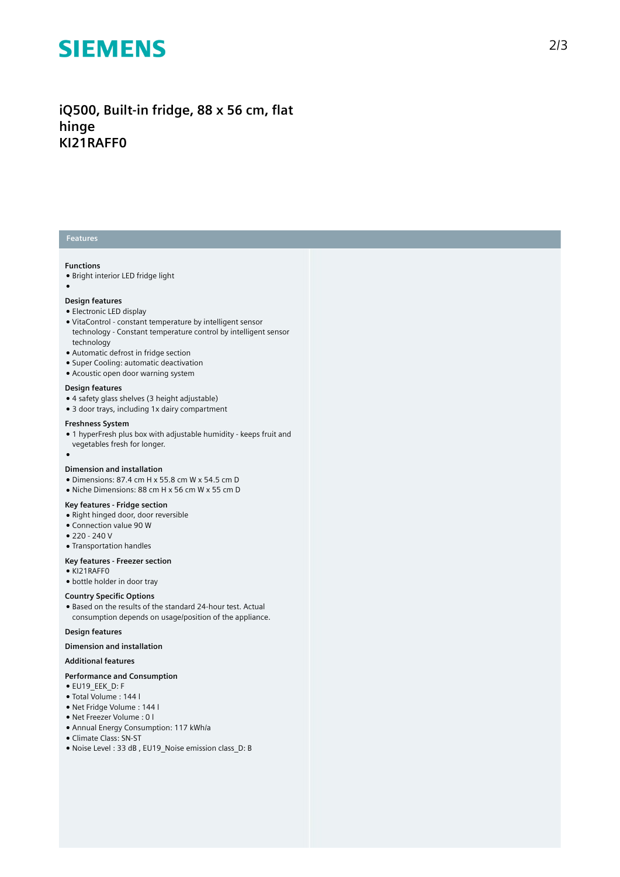# iQ500, Built-in fridge, 88 x 56 cm, flat hinge
# KI21RAFF0

## Features

### Functions
- Bright interior LED fridge light
- 

### Design features
- Electronic LED display
- VitaControl - constant temperature by intelligent sensor technology - Constant temperature control by intelligent sensor technology
- Automatic defrost in fridge section
- Super Cooling: automatic deactivation
- Acoustic open door warning system

### Design features
- 4 safety glass shelves (3 height adjustable)
- 3 door trays, including 1x dairy compartment

### Freshness System
- 1 hyperFresh plus box with adjustable humidity - keeps fruit and vegetables fresh for longer.
- 

### Dimension and installation
- Dimensions: 87.4 cm H x 55.8 cm W x 54.5 cm D
- Niche Dimensions: 88 cm H x 56 cm W x 55 cm D

### Key features - Fridge section
- Right hinged door, door reversible
- Connection value 90 W
- 220 - 240 V
- Transportation handles

### Key features - Freezer section
- KI21RAFF0
- bottle holder in door tray

### Country Specific Options
- Based on the results of the standard 24-hour test. Actual consumption depends on usage/position of the appliance.

### Design features

### Dimension and installation

### Additional features

### Performance and Consumption
- EU19_EEK_D: F
- Total Volume : 144 l
- Net Fridge Volume : 144 l
- Net Freezer Volume : 0 l
- Annual Energy Consumption: 117 kWh/a
- Climate Class: SN-ST
- Noise Level : 33 dB , EU19_Noise emission class_D: B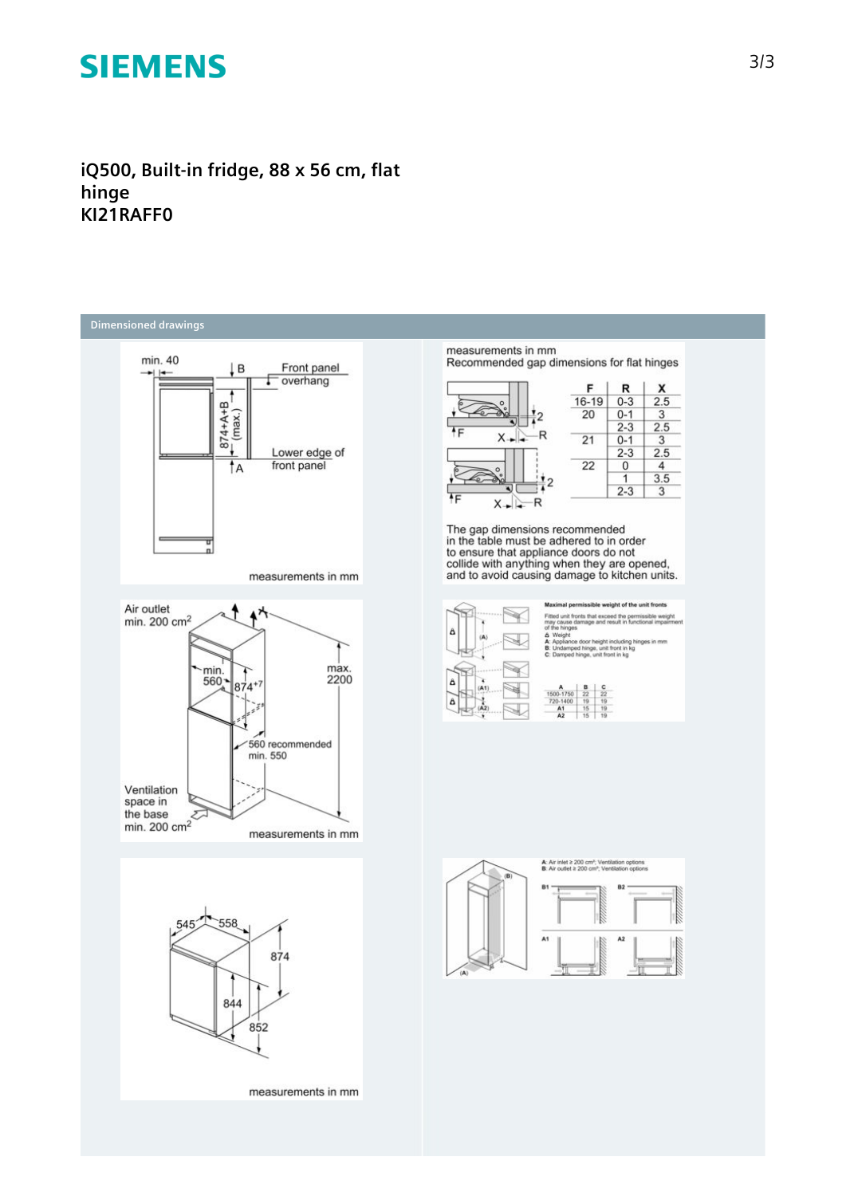# iQ500, Built-in fridge, 88 x 56 cm, flat hinge
## KI21RAFF0

Dimensioned drawings

min. 40

B

Front panel overhang

874+A+B (max.)

Lower edge of front panel

A

measurements in mm

measurements in mm
Recommended gap dimensions for flat hinges

F

X

R

2

| F | R | X |
|---|---|---|
| 16-19 | 0-3 | 2.5 |
| 20 | 0-1 | 3 |
| | 2-3 | 2.5 |
| 21 | 0-1 | 3 |
| | 2-3 | 2.5 |
| 22 | 0 | 4 |
| | 1 | 3.5 |
| | 2-3 | 3 |

The gap dimensions recommended in the table must be adhered to in order to ensure that appliance doors do not collide with anything when they are opened, and to avoid causing damage to kitchen units.

Air outlet
min. 200 cm²

min. 560

874+7

max. 2200

560 recommended
min. 550

Ventilation space in the base
min. 200 cm²

measurements in mm

Maximal permissible weight of the unit fronts

Fitted unit fronts that exceed the permissible weight may cause damage and result in functional impairment of the hinges

Δ: Weight
A: Appliance door height including hinges in mm
B: Undamped hinge, unit front in kg
C: Damped hinge, unit front in kg

| A | B | C |
|---|---|---|
| 1500-1750 | 22 | 22 |
| 720-1400 | 19 | 19 |
| A1 | 15 | 19 |
| A2 | 15 | 19 |

545

558

874

844

852

measurements in mm

A: Air inlet ≥ 200 cm², Ventilation options
B: Air outlet ≥ 200 cm², Ventilation options

B1

B2

A1

A2